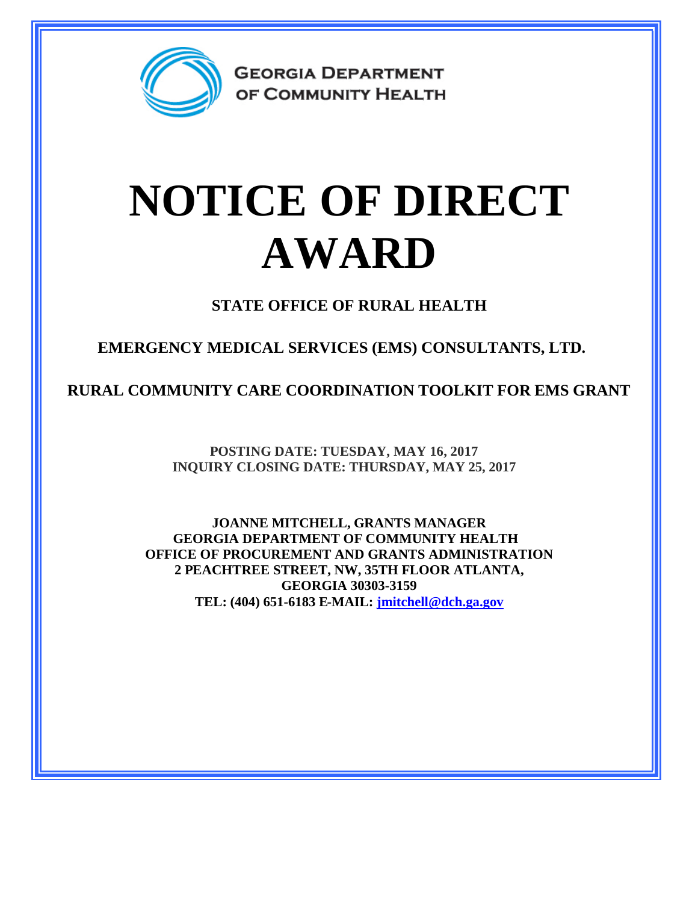GEORGIA DEPARTMENT OF COMMUNITY HEALTH

# NOTICE OF DIRECT AWARD

**STATE OFFICE OF RURAL HEALTH**

**EMERGENCY MEDICAL SERVICES (EMS) CONSULTANTS, LTD.**

**RURAL COMMUNITY CARE COORDINATION TOOLKIT FOR EMS GRANT**

**POSTING DATE: TUESDAY, MAY 16, 2017**
**INQUIRY CLOSING DATE: THURSDAY, MAY 25, 2017**

**JOANNE MITCHELL, GRANTS MANAGER**
**GEORGIA DEPARTMENT OF COMMUNITY HEALTH**
**OFFICE OF PROCUREMENT AND GRANTS ADMINISTRATION**
**2 PEACHTREE STREET, NW, 35TH FLOOR ATLANTA, GEORGIA 30303-3159**
**TEL: (404) 651-6183 E-MAIL: jmitchell@dch.ga.gov**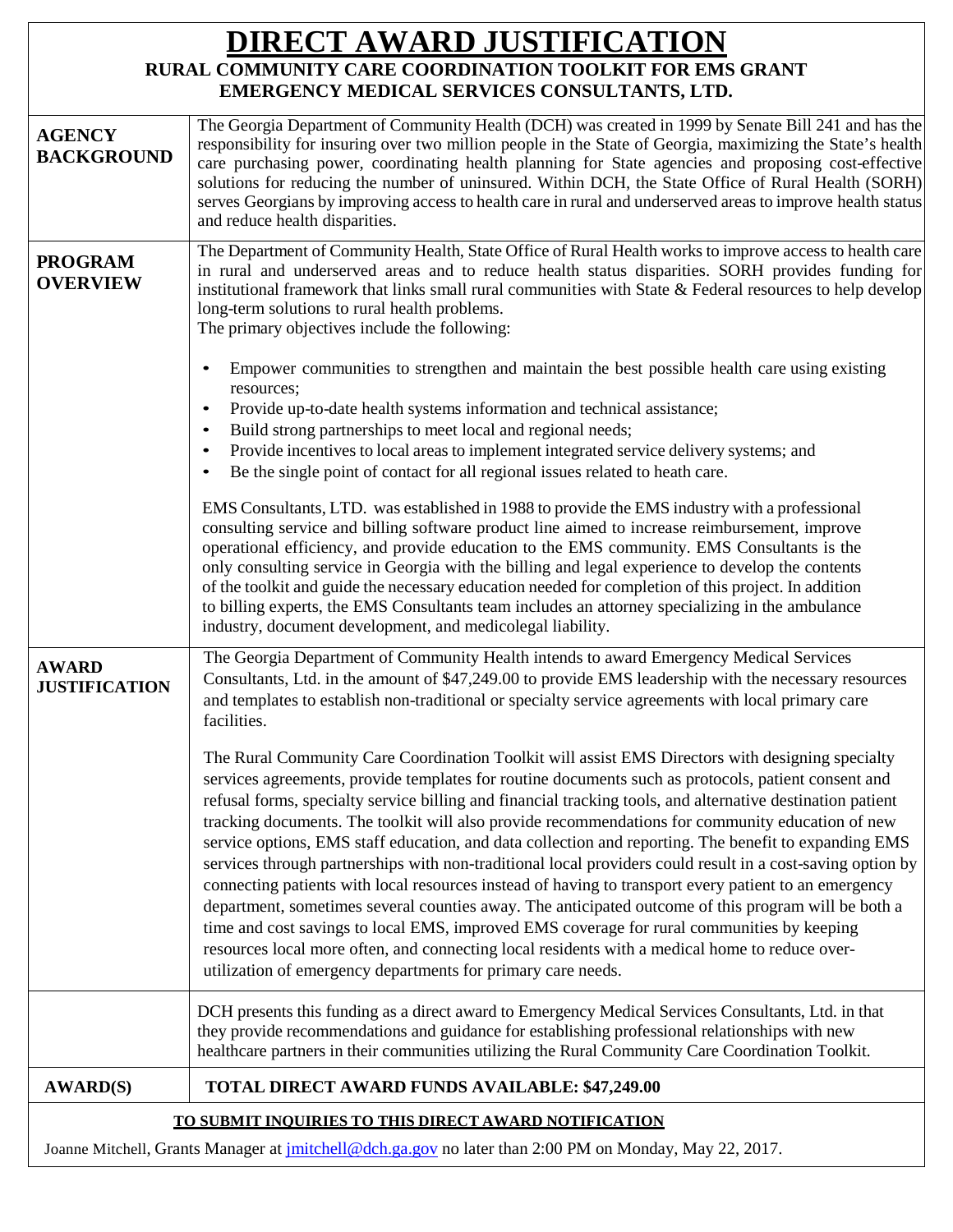# DIRECT AWARD JUSTIFICATION

## RURAL COMMUNITY CARE COORDINATION TOOLKIT FOR EMS GRANT
## EMERGENCY MEDICAL SERVICES CONSULTANTS, LTD.

**AGENCY BACKGROUND**

The Georgia Department of Community Health (DCH) was created in 1999 by Senate Bill 241 and has the responsibility for insuring over two million people in the State of Georgia, maximizing the State's health care purchasing power, coordinating health planning for State agencies and proposing cost-effective solutions for reducing the number of uninsured. Within DCH, the State Office of Rural Health (SORH) serves Georgians by improving access to health care in rural and underserved areas to improve health status and reduce health disparities.

**PROGRAM OVERVIEW**

The Department of Community Health, State Office of Rural Health works to improve access to health care in rural and underserved areas and to reduce health status disparities. SORH provides funding for institutional framework that links small rural communities with State & Federal resources to help develop long-term solutions to rural health problems.
The primary objectives include the following:

- Empower communities to strengthen and maintain the best possible health care using existing resources;
- Provide up-to-date health systems information and technical assistance;
- Build strong partnerships to meet local and regional needs;
- Provide incentives to local areas to implement integrated service delivery systems; and
- Be the single point of contact for all regional issues related to heath care.

EMS Consultants, LTD. was established in 1988 to provide the EMS industry with a professional consulting service and billing software product line aimed to increase reimbursement, improve operational efficiency, and provide education to the EMS community. EMS Consultants is the only consulting service in Georgia with the billing and legal experience to develop the contents of the toolkit and guide the necessary education needed for completion of this project. In addition to billing experts, the EMS Consultants team includes an attorney specializing in the ambulance industry, document development, and medicolegal liability.

**AWARD JUSTIFICATION**

The Georgia Department of Community Health intends to award Emergency Medical Services Consultants, Ltd. in the amount of $47,249.00 to provide EMS leadership with the necessary resources and templates to establish non-traditional or specialty service agreements with local primary care facilities.

The Rural Community Care Coordination Toolkit will assist EMS Directors with designing specialty services agreements, provide templates for routine documents such as protocols, patient consent and refusal forms, specialty service billing and financial tracking tools, and alternative destination patient tracking documents. The toolkit will also provide recommendations for community education of new service options, EMS staff education, and data collection and reporting. The benefit to expanding EMS services through partnerships with non-traditional local providers could result in a cost-saving option by connecting patients with local resources instead of having to transport every patient to an emergency department, sometimes several counties away. The anticipated outcome of this program will be both a time and cost savings to local EMS, improved EMS coverage for rural communities by keeping resources local more often, and connecting local residents with a medical home to reduce over-utilization of emergency departments for primary care needs.

DCH presents this funding as a direct award to Emergency Medical Services Consultants, Ltd. in that they provide recommendations and guidance for establishing professional relationships with new healthcare partners in their communities utilizing the Rural Community Care Coordination Toolkit.

**AWARD(S)** — **TOTAL DIRECT AWARD FUNDS AVAILABLE: $47,249.00**

**TO SUBMIT INQUIRIES TO THIS DIRECT AWARD NOTIFICATION**

Joanne Mitchell, Grants Manager at jmitchell@dch.ga.gov no later than 2:00 PM on Monday, May 22, 2017.